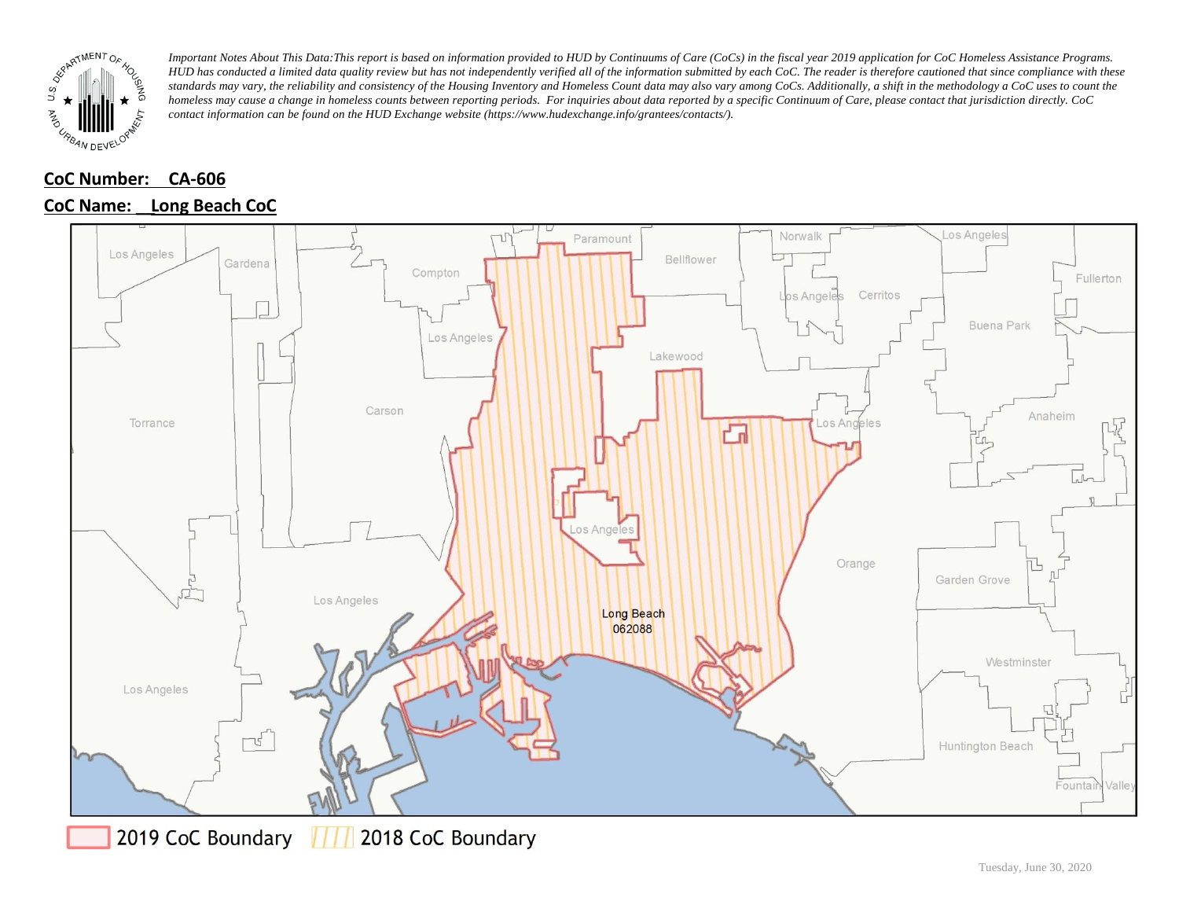*Important Notes About This Data:This report is based on information provided to HUD by Continuums of Care (CoCs) in the fiscal year 2019 application for CoC Homeless Assistance Programs. HUD has conducted a limited data quality review but has not independently verified all of the information submitted by each CoC. The reader is therefore cautioned that since compliance with these standards may vary, the reliability and consistency of the Housing Inventory and Homeless Count data may also vary among CoCs. Additionally, a shift in the methodology a CoC uses to count the homeless may cause a change in homeless counts between reporting periods. For inquiries about data reported by a specific Continuum of Care, please contact that jurisdiction directly. CoC contact information can be found on the HUD Exchange website (https://www.hudexchange.info/grantees/contacts/).*

**CoC Number: CA-606**

**CoC Name: Long Beach CoC**

Los Angeles, Gardena, Compton, Paramount, Bellflower, Norwalk, Los Angeles, Cerritos, Fullerton, Buena Park, Lakewood, Los Angeles, Carson, Torrance, Los Angeles, Anaheim, Los Angeles, Orange, Garden Grove, Los Angeles, Long Beach 062088, Los Angeles, Westminster, Huntington Beach, Fountain Valley

2019 CoC Boundary | 2018 CoC Boundary

Tuesday, June 30, 2020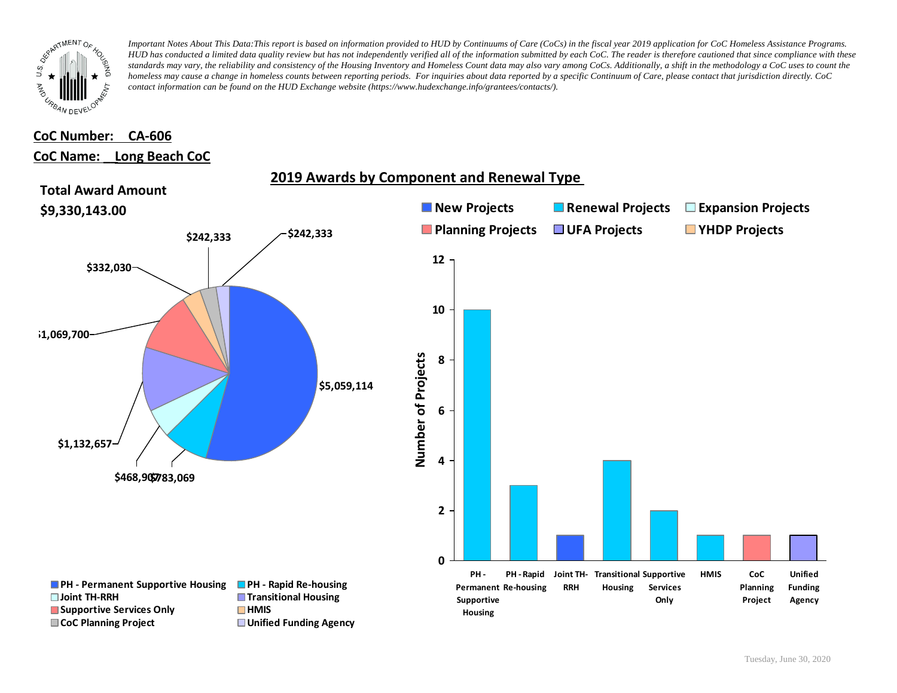*Important Notes About This Data: This report is based on information provided to HUD by Continuums of Care (CoCs) in the fiscal year 2019 application for CoC Homeless Assistance Programs. HUD has conducted a limited data quality review but has not independently verified all of the information submitted by each CoC. The reader is therefore cautioned that since compliance with these standards may vary, the reliability and consistency of the Housing Inventory and Homeless Count data may also vary among CoCs. Additionally, a shift in the methodology a CoC uses to count the homeless may cause a change in homeless counts between reporting periods. For inquiries about data reported by a specific Continuum of Care, please contact that jurisdiction directly. CoC contact information can be found on the HUD Exchange website (https://www.hudexchange.info/grantees/contacts/).*

**CoC Number: CA-606**

**CoC Name: Long Beach CoC**

## 2019 Awards by Component and Renewal Type

**Total Award Amount**

**$9,330,143.00**

| Component | Award Amount |
| --- | --- |
| PH - Permanent Supportive Housing | $5,059,114 |
| PH - Rapid Re-housing | $783,069 |
| Joint TH-RRH | $468,907 |
| Transitional Housing | $1,132,657 |
| Supportive Services Only | $1,069,700 |
| HMIS | $332,030 |
| CoC Planning Project | $242,333 |
| Unified Funding Agency | $242,333 |

| Component | Number of Projects | Project Type |
| --- | --- | --- |
| PH - Permanent Supportive Housing | 10 | Renewal Projects |
| PH - Rapid Re-housing | 3 | Renewal Projects |
| Joint TH-RRH | 1 | New Projects |
| Transitional Housing | 4 | Renewal Projects |
| Supportive Services Only | 2 | Renewal Projects |
| HMIS | 1 | Renewal Projects |
| CoC Planning Project | 1 | Planning Projects |
| Unified Funding Agency | 1 | UFA Projects |

Tuesday, June 30, 2020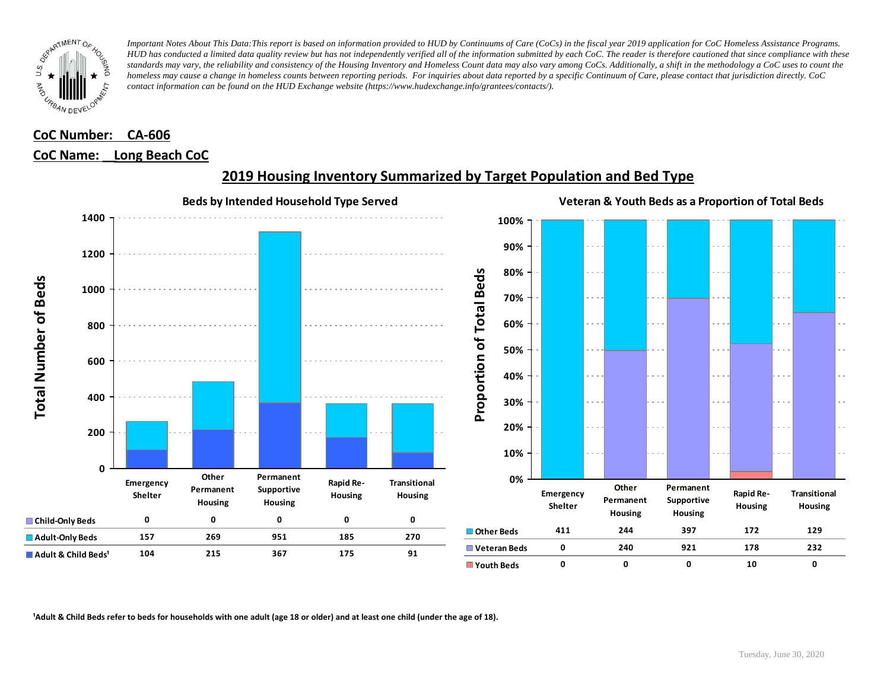*Important Notes About This Data: This report is based on information provided to HUD by Continuums of Care (CoCs) in the fiscal year 2019 application for CoC Homeless Assistance Programs. HUD has conducted a limited data quality review but has not independently verified all of the information submitted by each CoC. The reader is therefore cautioned that since compliance with these standards may vary, the reliability and consistency of the Housing Inventory and Homeless Count data may also vary among CoCs. Additionally, a shift in the methodology a CoC uses to count the homeless may cause a change in homeless counts between reporting periods. For inquiries about data reported by a specific Continuum of Care, please contact that jurisdiction directly. CoC contact information can be found on the HUD Exchange website (https://www.hudexchange.info/grantees/contacts/).*

**CoC Number: CA-606**

**CoC Name: Long Beach CoC**

## 2019 Housing Inventory Summarized by Target Population and Bed Type

### Beds by Intended Household Type Served

| | Emergency Shelter | Other Permanent Housing | Permanent Supportive Housing | Rapid Re-Housing | Transitional Housing |
|---|---|---|---|---|---|
| Child-Only Beds | 0 | 0 | 0 | 0 | 0 |
| Adult-Only Beds | 157 | 269 | 951 | 185 | 270 |
| Adult & Child Beds[1] | 104 | 215 | 367 | 175 | 91 |

### Veteran & Youth Beds as a Proportion of Total Beds

| | Emergency Shelter | Other Permanent Housing | Permanent Supportive Housing | Rapid Re-Housing | Transitional Housing |
|---|---|---|---|---|---|
| Other Beds | 411 | 244 | 397 | 172 | 129 |
| Veteran Beds | 0 | 240 | 921 | 178 | 232 |
| Youth Beds | 0 | 0 | 0 | 10 | 0 |

[1]Adult & Child Beds refer to beds for households with one adult (age 18 or older) and at least one child (under the age of 18).

Tuesday, June 30, 2020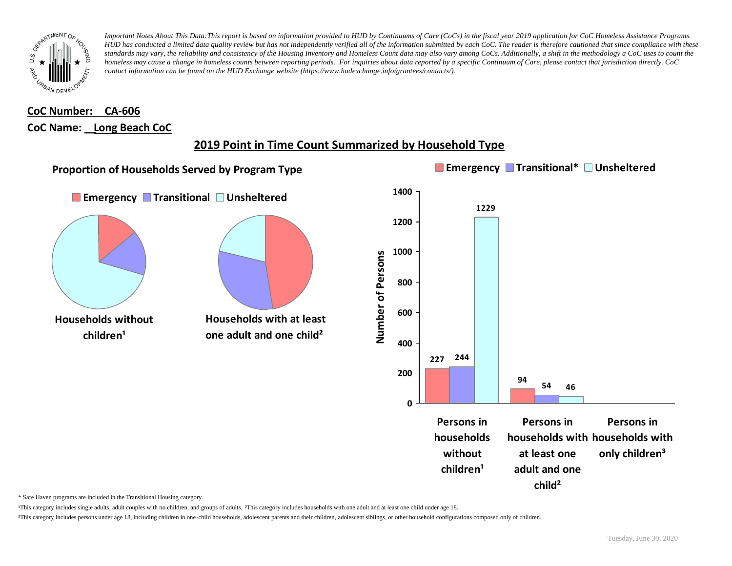*Important Notes About This Data:This report is based on information provided to HUD by Continuums of Care (CoCs) in the fiscal year 2019 application for CoC Homeless Assistance Programs. HUD has conducted a limited data quality review but has not independently verified all of the information submitted by each CoC. The reader is therefore cautioned that since compliance with these standards may vary, the reliability and consistency of the Housing Inventory and Homeless Count data may also vary among CoCs. Additionally, a shift in the methodology a CoC uses to count the homeless may cause a change in homeless counts between reporting periods. For inquiries about data reported by a specific Continuum of Care, please contact that jurisdiction directly. CoC contact information can be found on the HUD Exchange website (https://www.hudexchange.info/grantees/contacts/).*

**CoC Number: CA-606**

**CoC Name: Long Beach CoC**

## 2019 Point in Time Count Summarized by Household Type

### Proportion of Households Served by Program Type

Emergency | Transitional | Unsheltered

Households without children¹

Households with at least one adult and one child²

| | Emergency | Transitional* | Unsheltered |
|---|---|---|---|
| Persons in households without children¹ | 227 | 244 | 1229 |
| Persons in households with at least one adult and one child² | 94 | 54 | 46 |
| Persons in households with only children³ | | | |

\* Safe Haven programs are included in the Transitional Housing category.

¹This category includes single adults, adult couples with no children, and groups of adults. ²This category includes households with one adult and at least one child under age 18.

³This category includes persons under age 18, including children in one-child households, adolescent parents and their children, adolescent siblings, or other household configurations composed only of children.

Tuesday, June 30, 2020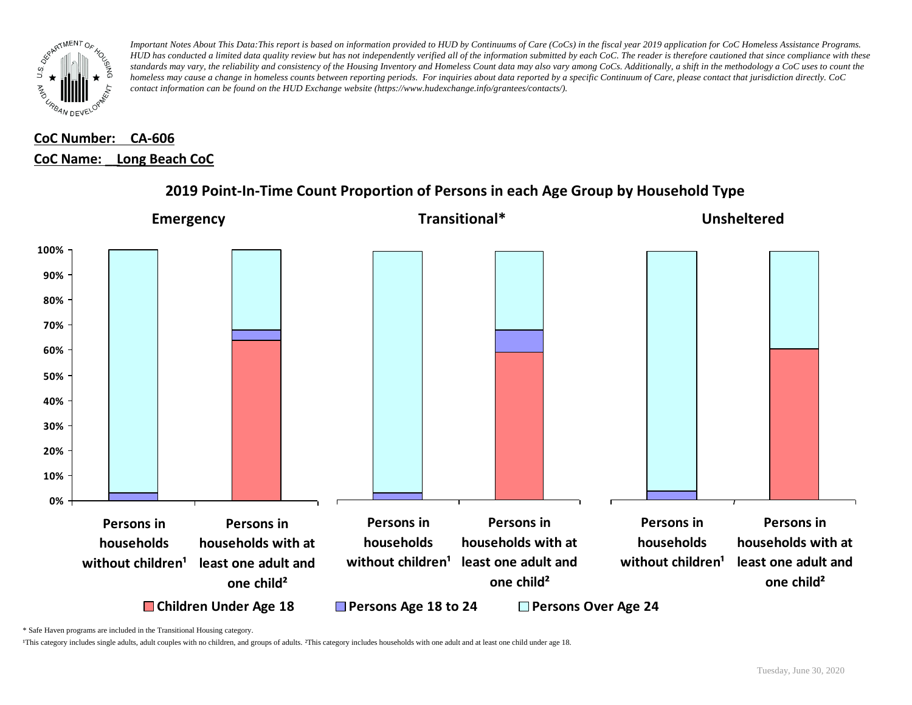*Important Notes About This Data:This report is based on information provided to HUD by Continuums of Care (CoCs) in the fiscal year 2019 application for CoC Homeless Assistance Programs. HUD has conducted a limited data quality review but has not independently verified all of the information submitted by each CoC. The reader is therefore cautioned that since compliance with these standards may vary, the reliability and consistency of the Housing Inventory and Homeless Count data may also vary among CoCs. Additionally, a shift in the methodology a CoC uses to count the homeless may cause a change in homeless counts between reporting periods. For inquiries about data reported by a specific Continuum of Care, please contact that jurisdiction directly. CoC contact information can be found on the HUD Exchange website (https://www.hudexchange.info/grantees/contacts/).*

**CoC Number: CA-606**

**CoC Name: Long Beach CoC**

## 2019 Point-In-Time Count Proportion of Persons in each Age Group by Household Type

**Emergency** | **Transitional*** | **Unsheltered**

Persons in households without children[1] | Persons in households with at least one adult and one child[2]

Children Under Age 18 | Persons Age 18 to 24 | Persons Over Age 24

\* Safe Haven programs are included in the Transitional Housing category.

[1]This category includes single adults, adult couples with no children, and groups of adults. [2]This category includes households with one adult and at least one child under age 18.

Tuesday, June 30, 2020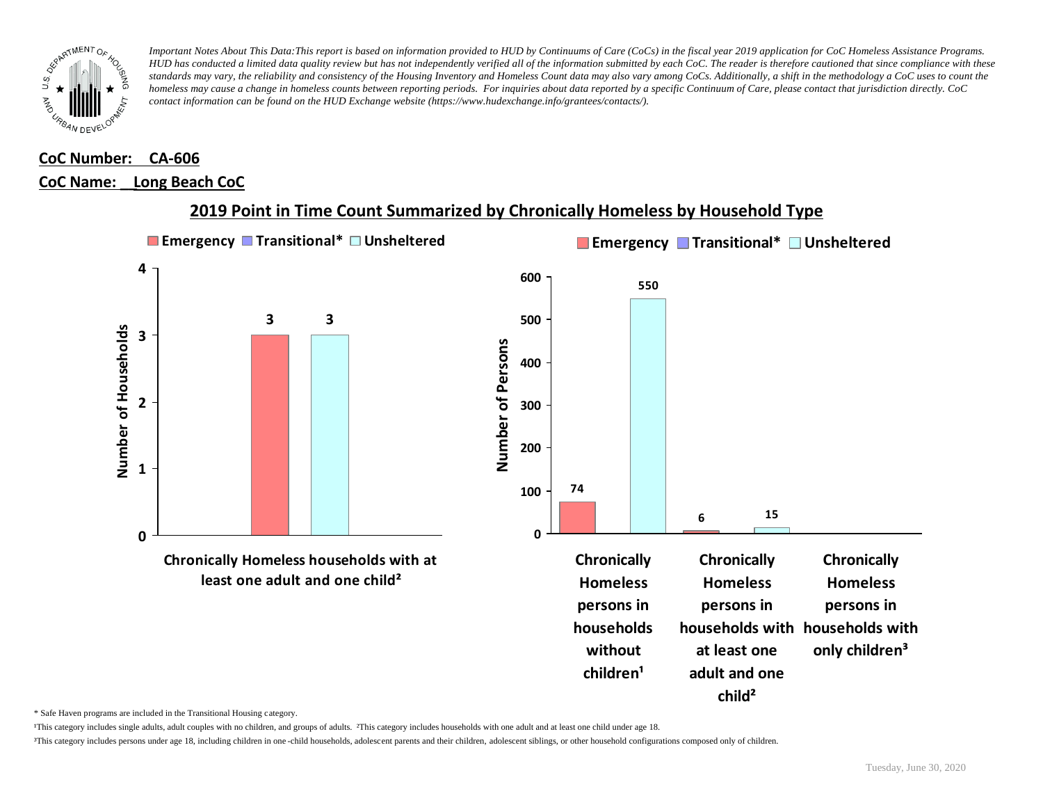*Important Notes About This Data: This report is based on information provided to HUD by Continuums of Care (CoCs) in the fiscal year 2019 application for CoC Homeless Assistance Programs. HUD has conducted a limited data quality review but has not independently verified all of the information submitted by each CoC. The reader is therefore cautioned that since compliance with these standards may vary, the reliability and consistency of the Housing Inventory and Homeless Count data may also vary among CoCs. Additionally, a shift in the methodology a CoC uses to count the homeless may cause a change in homeless counts between reporting periods. For inquiries about data reported by a specific Continuum of Care, please contact that jurisdiction directly. CoC contact information can be found on the HUD Exchange website (https://www.hudexchange.info/grantees/contacts/).*

**CoC Number: CA-606**

**CoC Name: Long Beach CoC**

## 2019 Point in Time Count Summarized by Chronically Homeless by Household Type

**Number of Households**

| | Emergency | Transitional* | Unsheltered |
|---|---|---|---|
| Chronically Homeless households with at least one adult and one child² | 3 | | 3 |

**Number of Persons**

| | Emergency | Transitional* | Unsheltered |
|---|---|---|---|
| Chronically Homeless persons in households without children¹ | 74 | | 550 |
| Chronically Homeless persons in households with at least one adult and one child² | 6 | | 15 |
| Chronically Homeless persons in households with only children³ | | | |

\* Safe Haven programs are included in the Transitional Housing category.

¹This category includes single adults, adult couples with no children, and groups of adults. ²This category includes households with one adult and at least one child under age 18.

³This category includes persons under age 18, including children in one-child households, adolescent parents and their children, adolescent siblings, or other household configurations composed only of children.

Tuesday, June 30, 2020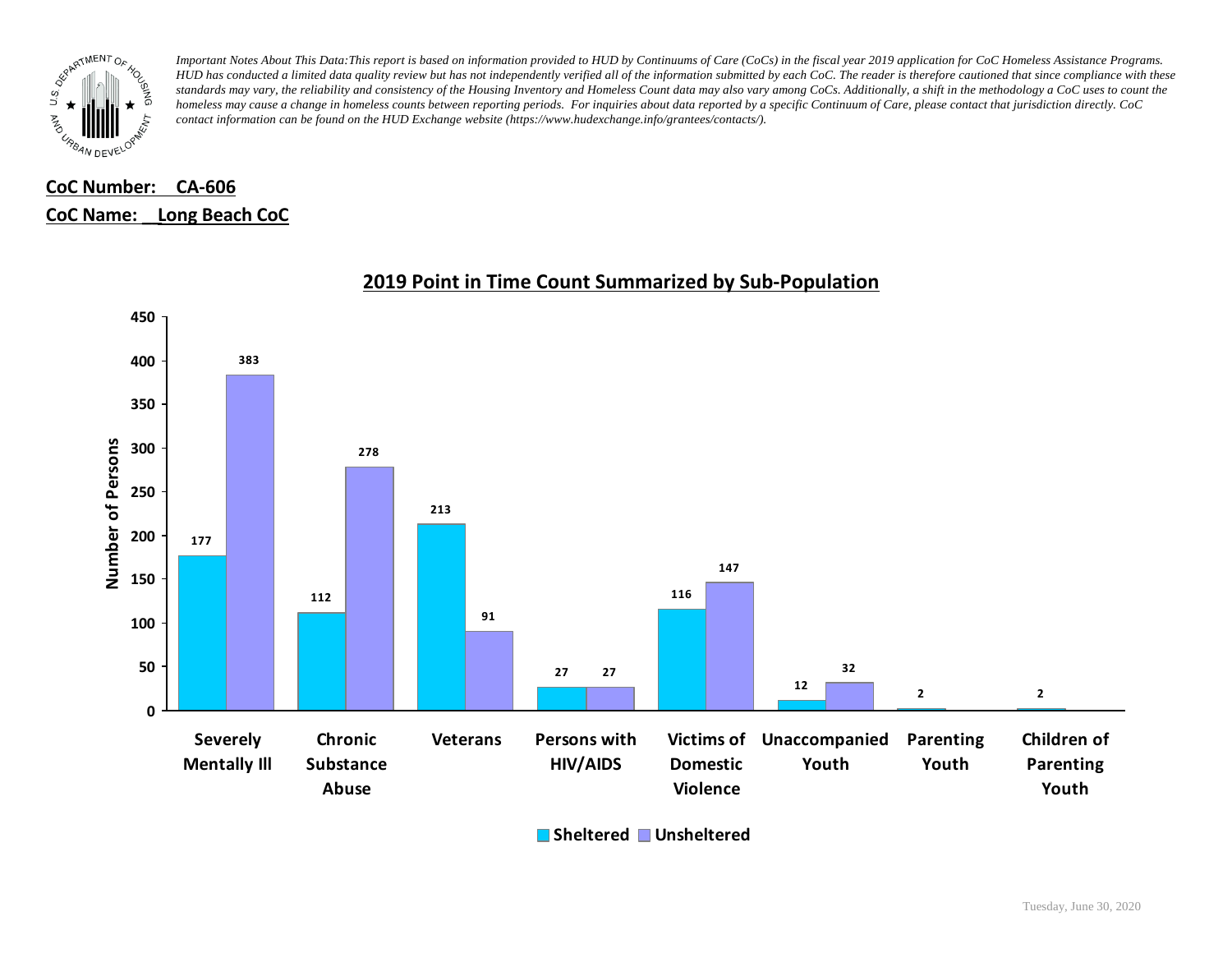*Important Notes About This Data:This report is based on information provided to HUD by Continuums of Care (CoCs) in the fiscal year 2019 application for CoC Homeless Assistance Programs. HUD has conducted a limited data quality review but has not independently verified all of the information submitted by each CoC. The reader is therefore cautioned that since compliance with these standards may vary, the reliability and consistency of the Housing Inventory and Homeless Count data may also vary among CoCs. Additionally, a shift in the methodology a CoC uses to count the homeless may cause a change in homeless counts between reporting periods. For inquiries about data reported by a specific Continuum of Care, please contact that jurisdiction directly. CoC contact information can be found on the HUD Exchange website (https://www.hudexchange.info/grantees/contacts/).*

**CoC Number: CA-606**

**CoC Name: Long Beach CoC**

## 2019 Point in Time Count Summarized by Sub-Population

Number of Persons

0
50
100
150
200
250
300
350
400
450

Severely Mentally Ill: 177, 383

Chronic Substance Abuse: 112, 278

Veterans: 213, 91

Persons with HIV/AIDS: 27, 27

Victims of Domestic Violence: 116, 147

Unaccompanied Youth: 12, 32

Parenting Youth: 2

Children of Parenting Youth: 2

Sheltered
Unsheltered

Tuesday, June 30, 2020